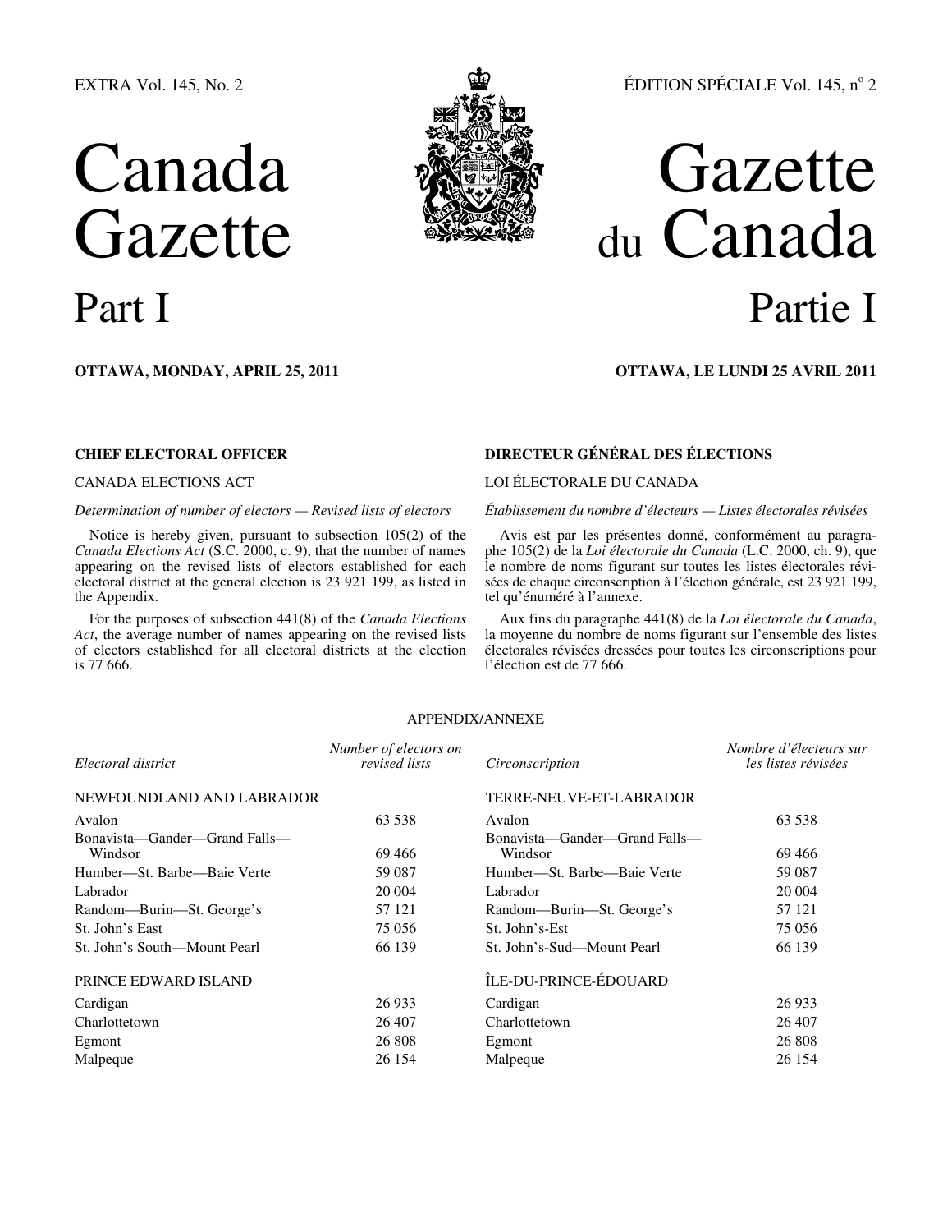EXTRA Vol. 145, No. 2 — ÉDITION SPÉCIALE Vol. 145, nº 2

# Canada Gazette Part I

# Gazette du Canada Partie I

**OTTAWA, MONDAY, APRIL 25, 2011**

**OTTAWA, LE LUNDI 25 AVRIL 2011**

## CHIEF ELECTORAL OFFICER

CANADA ELECTIONS ACT

*Determination of number of electors — Revised lists of electors*

Notice is hereby given, pursuant to subsection 105(2) of the *Canada Elections Act* (S.C. 2000, c. 9), that the number of names appearing on the revised lists of electors established for each electoral district at the general election is 23 921 199, as listed in the Appendix.

For the purposes of subsection 441(8) of the *Canada Elections Act*, the average number of names appearing on the revised lists of electors established for all electoral districts at the election is 77 666.

## DIRECTEUR GÉNÉRAL DES ÉLECTIONS

LOI ÉLECTORALE DU CANADA

*Établissement du nombre d'électeurs — Listes électorales révisées*

Avis est par les présentes donné, conformément au paragraphe 105(2) de la *Loi électorale du Canada* (L.C. 2000, ch. 9), que le nombre de noms figurant sur toutes les listes électorales révisées de chaque circonscription à l'élection générale, est 23 921 199, tel qu'énuméré à l'annexe.

Aux fins du paragraphe 441(8) de la *Loi électorale du Canada*, la moyenne du nombre de noms figurant sur l'ensemble des listes électorales révisées dressées pour toutes les circonscriptions pour l'élection est de 77 666.

APPENDIX/ANNEXE

| *Electoral district* | *Number of electors on revised lists* | *Circonscription* | *Nombre d'électeurs sur les listes révisées* |
|---|---|---|---|
| NEWFOUNDLAND AND LABRADOR | | TERRE-NEUVE-ET-LABRADOR | |
| Avalon | 63 538 | Avalon | 63 538 |
| Bonavista—Gander—Grand Falls—Windsor | 69 466 | Bonavista—Gander—Grand Falls—Windsor | 69 466 |
| Humber—St. Barbe—Baie Verte | 59 087 | Humber—St. Barbe—Baie Verte | 59 087 |
| Labrador | 20 004 | Labrador | 20 004 |
| Random—Burin—St. George's | 57 121 | Random—Burin—St. George's | 57 121 |
| St. John's East | 75 056 | St. John's-Est | 75 056 |
| St. John's South—Mount Pearl | 66 139 | St. John's-Sud—Mount Pearl | 66 139 |
| PRINCE EDWARD ISLAND | | ÎLE-DU-PRINCE-ÉDOUARD | |
| Cardigan | 26 933 | Cardigan | 26 933 |
| Charlottetown | 26 407 | Charlottetown | 26 407 |
| Egmont | 26 808 | Egmont | 26 808 |
| Malpeque | 26 154 | Malpeque | 26 154 |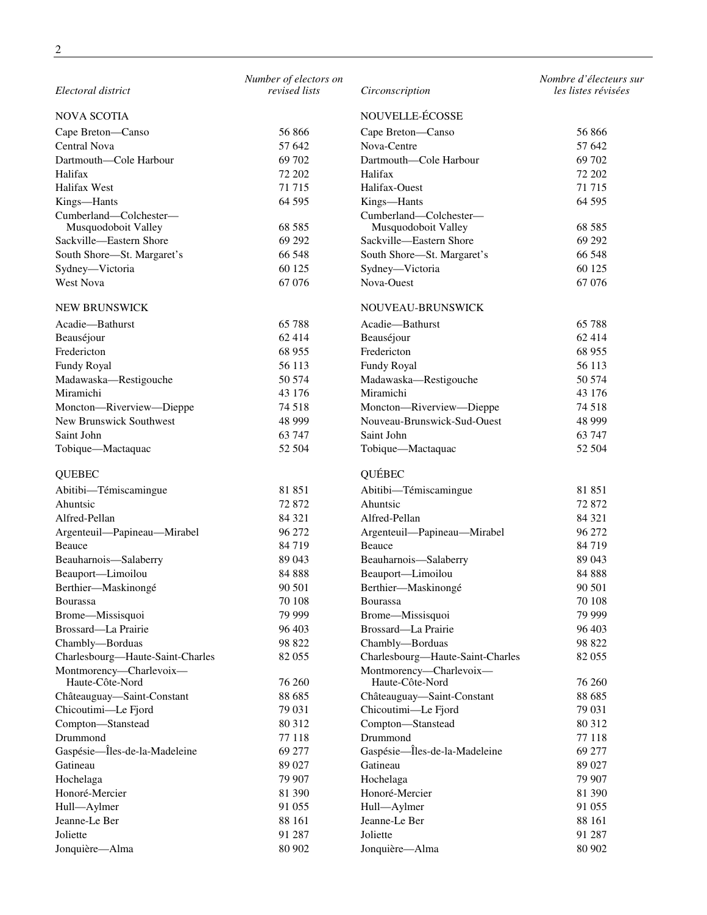| Electoral district | Number of electors on revised lists | Circonscription | Nombre d'électeurs sur les listes révisées |
|---|---|---|---|
| NOVA SCOTIA | | NOUVELLE-ÉCOSSE | |
| Cape Breton—Canso | 56 866 | Cape Breton—Canso | 56 866 |
| Central Nova | 57 642 | Nova-Centre | 57 642 |
| Dartmouth—Cole Harbour | 69 702 | Dartmouth—Cole Harbour | 69 702 |
| Halifax | 72 202 | Halifax | 72 202 |
| Halifax West | 71 715 | Halifax-Ouest | 71 715 |
| Kings—Hants | 64 595 | Kings—Hants | 64 595 |
| Cumberland—Colchester—Musquodoboit Valley | 68 585 | Cumberland—Colchester—Musquodoboit Valley | 68 585 |
| Sackville—Eastern Shore | 69 292 | Sackville—Eastern Shore | 69 292 |
| South Shore—St. Margaret's | 66 548 | South Shore—St. Margaret's | 66 548 |
| Sydney—Victoria | 60 125 | Sydney—Victoria | 60 125 |
| West Nova | 67 076 | Nova-Ouest | 67 076 |
| NEW BRUNSWICK | | NOUVEAU-BRUNSWICK | |
| Acadie—Bathurst | 65 788 | Acadie—Bathurst | 65 788 |
| Beauséjour | 62 414 | Beauséjour | 62 414 |
| Fredericton | 68 955 | Fredericton | 68 955 |
| Fundy Royal | 56 113 | Fundy Royal | 56 113 |
| Madawaska—Restigouche | 50 574 | Madawaska—Restigouche | 50 574 |
| Miramichi | 43 176 | Miramichi | 43 176 |
| Moncton—Riverview—Dieppe | 74 518 | Moncton—Riverview—Dieppe | 74 518 |
| New Brunswick Southwest | 48 999 | Nouveau-Brunswick-Sud-Ouest | 48 999 |
| Saint John | 63 747 | Saint John | 63 747 |
| Tobique—Mactaquac | 52 504 | Tobique—Mactaquac | 52 504 |
| QUEBEC | | QUÉBEC | |
| Abitibi—Témiscamingue | 81 851 | Abitibi—Témiscamingue | 81 851 |
| Ahuntsic | 72 872 | Ahuntsic | 72 872 |
| Alfred-Pellan | 84 321 | Alfred-Pellan | 84 321 |
| Argenteuil—Papineau—Mirabel | 96 272 | Argenteuil—Papineau—Mirabel | 96 272 |
| Beauce | 84 719 | Beauce | 84 719 |
| Beauharnois—Salaberry | 89 043 | Beauharnois—Salaberry | 89 043 |
| Beauport—Limoilou | 84 888 | Beauport—Limoilou | 84 888 |
| Berthier—Maskinongé | 90 501 | Berthier—Maskinongé | 90 501 |
| Bourassa | 70 108 | Bourassa | 70 108 |
| Brome—Missisquoi | 79 999 | Brome—Missisquoi | 79 999 |
| Brossard—La Prairie | 96 403 | Brossard—La Prairie | 96 403 |
| Chambly—Borduas | 98 822 | Chambly—Borduas | 98 822 |
| Charlesbourg—Haute-Saint-Charles | 82 055 | Charlesbourg—Haute-Saint-Charles | 82 055 |
| Montmorency—Charlevoix—Haute-Côte-Nord | 76 260 | Montmorency—Charlevoix—Haute-Côte-Nord | 76 260 |
| Châteauguay—Saint-Constant | 88 685 | Châteauguay—Saint-Constant | 88 685 |
| Chicoutimi—Le Fjord | 79 031 | Chicoutimi—Le Fjord | 79 031 |
| Compton—Stanstead | 80 312 | Compton—Stanstead | 80 312 |
| Drummond | 77 118 | Drummond | 77 118 |
| Gaspésie—Îles-de-la-Madeleine | 69 277 | Gaspésie—Îles-de-la-Madeleine | 69 277 |
| Gatineau | 89 027 | Gatineau | 89 027 |
| Hochelaga | 79 907 | Hochelaga | 79 907 |
| Honoré-Mercier | 81 390 | Honoré-Mercier | 81 390 |
| Hull—Aylmer | 91 055 | Hull—Aylmer | 91 055 |
| Jeanne-Le Ber | 88 161 | Jeanne-Le Ber | 88 161 |
| Joliette | 91 287 | Joliette | 91 287 |
| Jonquière—Alma | 80 902 | Jonquière—Alma | 80 902 |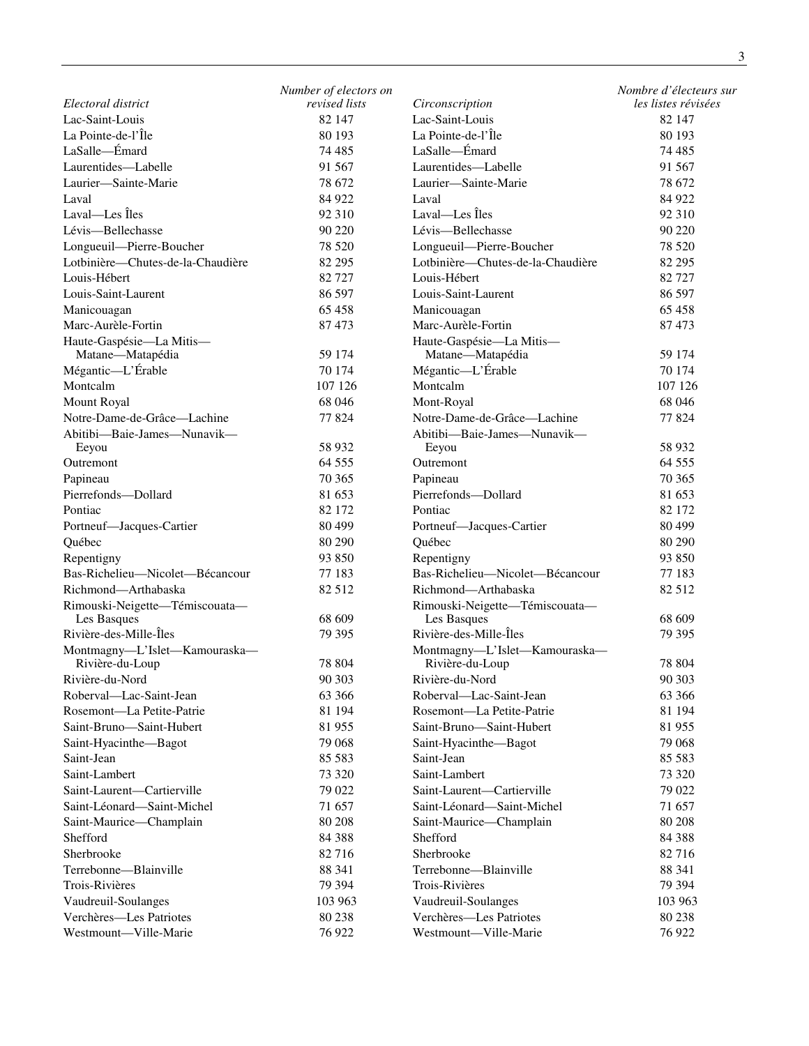| Electoral district | Number of electors on revised lists | Circonscription | Nombre d'électeurs sur les listes révisées |
| --- | --- | --- | --- |
| Lac-Saint-Louis | 82 147 | Lac-Saint-Louis | 82 147 |
| La Pointe-de-l'Île | 80 193 | La Pointe-de-l'Île | 80 193 |
| LaSalle—Émard | 74 485 | LaSalle—Émard | 74 485 |
| Laurentides—Labelle | 91 567 | Laurentides—Labelle | 91 567 |
| Laurier—Sainte-Marie | 78 672 | Laurier—Sainte-Marie | 78 672 |
| Laval | 84 922 | Laval | 84 922 |
| Laval—Les Îles | 92 310 | Laval—Les Îles | 92 310 |
| Lévis—Bellechasse | 90 220 | Lévis—Bellechasse | 90 220 |
| Longueuil—Pierre-Boucher | 78 520 | Longueuil—Pierre-Boucher | 78 520 |
| Lotbinière—Chutes-de-la-Chaudière | 82 295 | Lotbinière—Chutes-de-la-Chaudière | 82 295 |
| Louis-Hébert | 82 727 | Louis-Hébert | 82 727 |
| Louis-Saint-Laurent | 86 597 | Louis-Saint-Laurent | 86 597 |
| Manicouagan | 65 458 | Manicouagan | 65 458 |
| Marc-Aurèle-Fortin | 87 473 | Marc-Aurèle-Fortin | 87 473 |
| Haute-Gaspésie—La Mitis—Matane—Matapédia | 59 174 | Haute-Gaspésie—La Mitis—Matane—Matapédia | 59 174 |
| Mégantic—L'Érable | 70 174 | Mégantic—L'Érable | 70 174 |
| Montcalm | 107 126 | Montcalm | 107 126 |
| Mount Royal | 68 046 | Mont-Royal | 68 046 |
| Notre-Dame-de-Grâce—Lachine | 77 824 | Notre-Dame-de-Grâce—Lachine | 77 824 |
| Abitibi—Baie-James—Nunavik—Eeyou | 58 932 | Abitibi—Baie-James—Nunavik—Eeyou | 58 932 |
| Outremont | 64 555 | Outremont | 64 555 |
| Papineau | 70 365 | Papineau | 70 365 |
| Pierrefonds—Dollard | 81 653 | Pierrefonds—Dollard | 81 653 |
| Pontiac | 82 172 | Pontiac | 82 172 |
| Portneuf—Jacques-Cartier | 80 499 | Portneuf—Jacques-Cartier | 80 499 |
| Québec | 80 290 | Québec | 80 290 |
| Repentigny | 93 850 | Repentigny | 93 850 |
| Bas-Richelieu—Nicolet—Bécancour | 77 183 | Bas-Richelieu—Nicolet—Bécancour | 77 183 |
| Richmond—Arthabaska | 82 512 | Richmond—Arthabaska | 82 512 |
| Rimouski-Neigette—Témiscouata—Les Basques | 68 609 | Rimouski-Neigette—Témiscouata—Les Basques | 68 609 |
| Rivière-des-Mille-Îles | 79 395 | Rivière-des-Mille-Îles | 79 395 |
| Montmagny—L'Islet—Kamouraska—Rivière-du-Loup | 78 804 | Montmagny—L'Islet—Kamouraska—Rivière-du-Loup | 78 804 |
| Rivière-du-Nord | 90 303 | Rivière-du-Nord | 90 303 |
| Roberval—Lac-Saint-Jean | 63 366 | Roberval—Lac-Saint-Jean | 63 366 |
| Rosemont—La Petite-Patrie | 81 194 | Rosemont—La Petite-Patrie | 81 194 |
| Saint-Bruno—Saint-Hubert | 81 955 | Saint-Bruno—Saint-Hubert | 81 955 |
| Saint-Hyacinthe—Bagot | 79 068 | Saint-Hyacinthe—Bagot | 79 068 |
| Saint-Jean | 85 583 | Saint-Jean | 85 583 |
| Saint-Lambert | 73 320 | Saint-Lambert | 73 320 |
| Saint-Laurent—Cartierville | 79 022 | Saint-Laurent—Cartierville | 79 022 |
| Saint-Léonard—Saint-Michel | 71 657 | Saint-Léonard—Saint-Michel | 71 657 |
| Saint-Maurice—Champlain | 80 208 | Saint-Maurice—Champlain | 80 208 |
| Shefford | 84 388 | Shefford | 84 388 |
| Sherbrooke | 82 716 | Sherbrooke | 82 716 |
| Terrebonne—Blainville | 88 341 | Terrebonne—Blainville | 88 341 |
| Trois-Rivières | 79 394 | Trois-Rivières | 79 394 |
| Vaudreuil-Soulanges | 103 963 | Vaudreuil-Soulanges | 103 963 |
| Verchères—Les Patriotes | 80 238 | Verchères—Les Patriotes | 80 238 |
| Westmount—Ville-Marie | 76 922 | Westmount—Ville-Marie | 76 922 |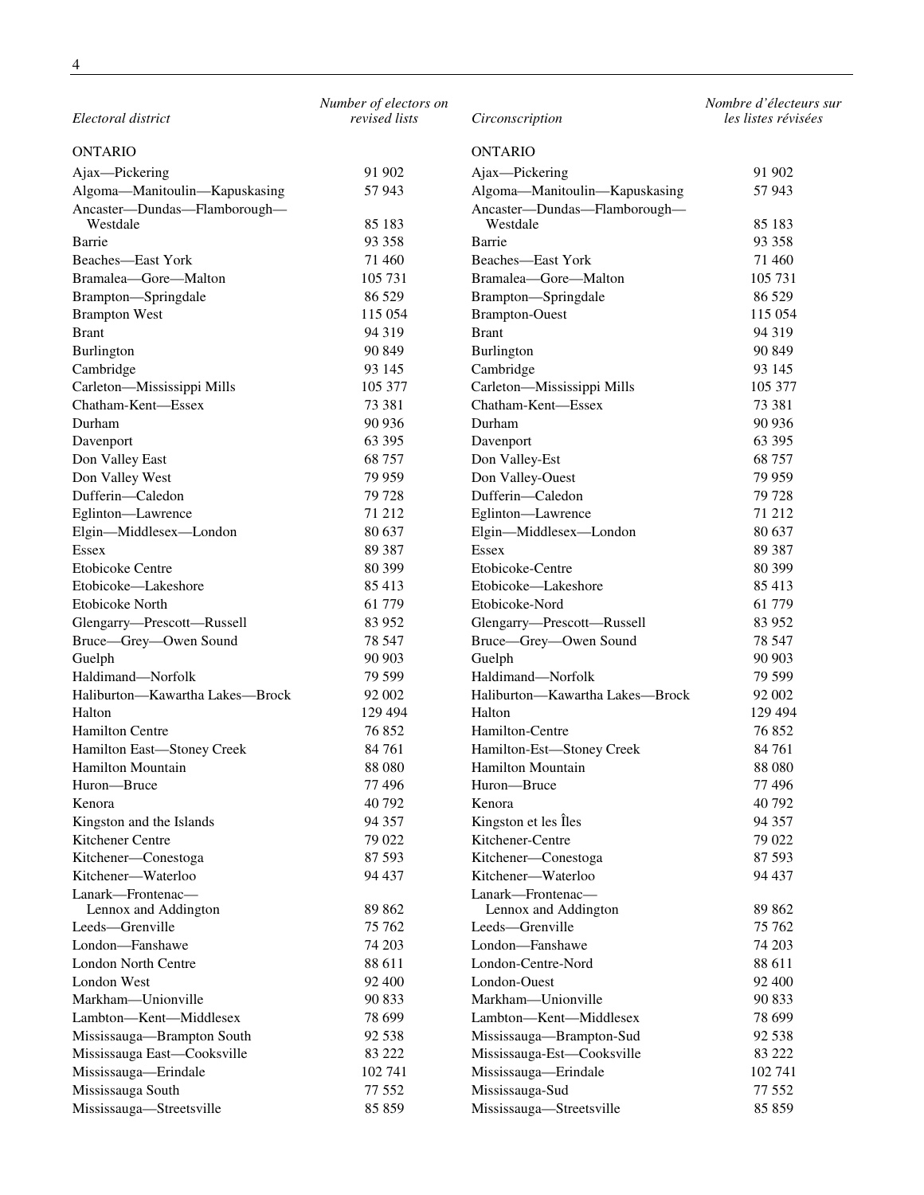| Electoral district | Number of electors on revised lists | Circonscription | Nombre d'électeurs sur les listes révisées |
|---|---|---|---|
| ONTARIO | | ONTARIO | |
| Ajax—Pickering | 91 902 | Ajax—Pickering | 91 902 |
| Algoma—Manitoulin—Kapuskasing | 57 943 | Algoma—Manitoulin—Kapuskasing | 57 943 |
| Ancaster—Dundas—Flamborough—Westdale | 85 183 | Ancaster—Dundas—Flamborough—Westdale | 85 183 |
| Barrie | 93 358 | Barrie | 93 358 |
| Beaches—East York | 71 460 | Beaches—East York | 71 460 |
| Bramalea—Gore—Malton | 105 731 | Bramalea—Gore—Malton | 105 731 |
| Brampton—Springdale | 86 529 | Brampton—Springdale | 86 529 |
| Brampton West | 115 054 | Brampton-Ouest | 115 054 |
| Brant | 94 319 | Brant | 94 319 |
| Burlington | 90 849 | Burlington | 90 849 |
| Cambridge | 93 145 | Cambridge | 93 145 |
| Carleton—Mississippi Mills | 105 377 | Carleton—Mississippi Mills | 105 377 |
| Chatham-Kent—Essex | 73 381 | Chatham-Kent—Essex | 73 381 |
| Durham | 90 936 | Durham | 90 936 |
| Davenport | 63 395 | Davenport | 63 395 |
| Don Valley East | 68 757 | Don Valley-Est | 68 757 |
| Don Valley West | 79 959 | Don Valley-Ouest | 79 959 |
| Dufferin—Caledon | 79 728 | Dufferin—Caledon | 79 728 |
| Eglinton—Lawrence | 71 212 | Eglinton—Lawrence | 71 212 |
| Elgin—Middlesex—London | 80 637 | Elgin—Middlesex—London | 80 637 |
| Essex | 89 387 | Essex | 89 387 |
| Etobicoke Centre | 80 399 | Etobicoke-Centre | 80 399 |
| Etobicoke—Lakeshore | 85 413 | Etobicoke—Lakeshore | 85 413 |
| Etobicoke North | 61 779 | Etobicoke-Nord | 61 779 |
| Glengarry—Prescott—Russell | 83 952 | Glengarry—Prescott—Russell | 83 952 |
| Bruce—Grey—Owen Sound | 78 547 | Bruce—Grey—Owen Sound | 78 547 |
| Guelph | 90 903 | Guelph | 90 903 |
| Haldimand—Norfolk | 79 599 | Haldimand—Norfolk | 79 599 |
| Haliburton—Kawartha Lakes—Brock | 92 002 | Haliburton—Kawartha Lakes—Brock | 92 002 |
| Halton | 129 494 | Halton | 129 494 |
| Hamilton Centre | 76 852 | Hamilton-Centre | 76 852 |
| Hamilton East—Stoney Creek | 84 761 | Hamilton-Est—Stoney Creek | 84 761 |
| Hamilton Mountain | 88 080 | Hamilton Mountain | 88 080 |
| Huron—Bruce | 77 496 | Huron—Bruce | 77 496 |
| Kenora | 40 792 | Kenora | 40 792 |
| Kingston and the Islands | 94 357 | Kingston et les Îles | 94 357 |
| Kitchener Centre | 79 022 | Kitchener-Centre | 79 022 |
| Kitchener—Conestoga | 87 593 | Kitchener—Conestoga | 87 593 |
| Kitchener—Waterloo | 94 437 | Kitchener—Waterloo | 94 437 |
| Lanark—Frontenac—Lennox and Addington | 89 862 | Lanark—Frontenac—Lennox and Addington | 89 862 |
| Leeds—Grenville | 75 762 | Leeds—Grenville | 75 762 |
| London—Fanshawe | 74 203 | London—Fanshawe | 74 203 |
| London North Centre | 88 611 | London-Centre-Nord | 88 611 |
| London West | 92 400 | London-Ouest | 92 400 |
| Markham—Unionville | 90 833 | Markham—Unionville | 90 833 |
| Lambton—Kent—Middlesex | 78 699 | Lambton—Kent—Middlesex | 78 699 |
| Mississauga—Brampton South | 92 538 | Mississauga—Brampton-Sud | 92 538 |
| Mississauga East—Cooksville | 83 222 | Mississauga-Est—Cooksville | 83 222 |
| Mississauga—Erindale | 102 741 | Mississauga—Erindale | 102 741 |
| Mississauga South | 77 552 | Mississauga-Sud | 77 552 |
| Mississauga—Streetsville | 85 859 | Mississauga—Streetsville | 85 859 |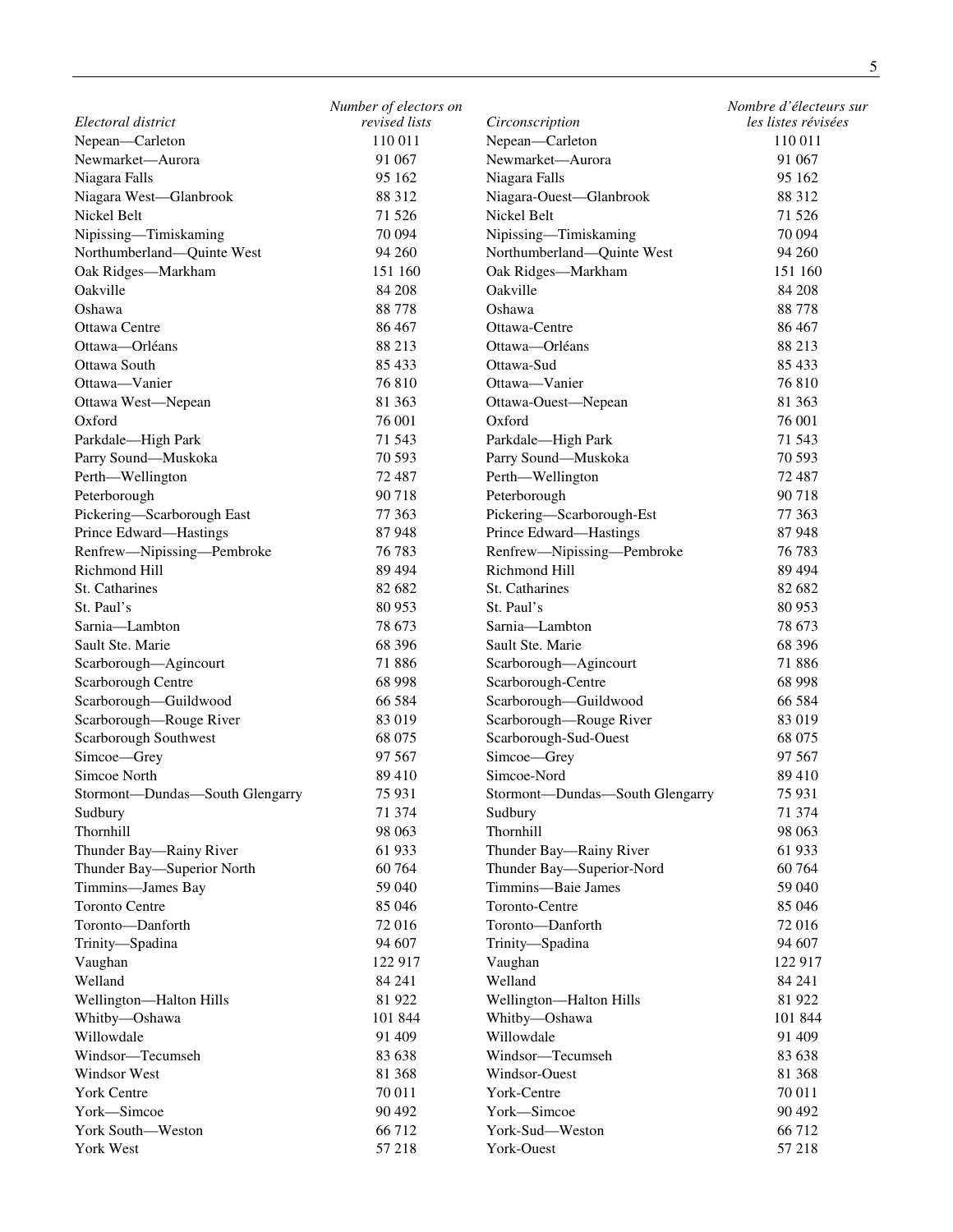| *Electoral district* | *Number of electors on revised lists* | *Circonscription* | *Nombre d'électeurs sur les listes révisées* |
|---|---|---|---|
| Nepean—Carleton | 110 011 | Nepean—Carleton | 110 011 |
| Newmarket—Aurora | 91 067 | Newmarket—Aurora | 91 067 |
| Niagara Falls | 95 162 | Niagara Falls | 95 162 |
| Niagara West—Glanbrook | 88 312 | Niagara-Ouest—Glanbrook | 88 312 |
| Nickel Belt | 71 526 | Nickel Belt | 71 526 |
| Nipissing—Timiskaming | 70 094 | Nipissing—Timiskaming | 70 094 |
| Northumberland—Quinte West | 94 260 | Northumberland—Quinte West | 94 260 |
| Oak Ridges—Markham | 151 160 | Oak Ridges—Markham | 151 160 |
| Oakville | 84 208 | Oakville | 84 208 |
| Oshawa | 88 778 | Oshawa | 88 778 |
| Ottawa Centre | 86 467 | Ottawa-Centre | 86 467 |
| Ottawa—Orléans | 88 213 | Ottawa—Orléans | 88 213 |
| Ottawa South | 85 433 | Ottawa-Sud | 85 433 |
| Ottawa—Vanier | 76 810 | Ottawa—Vanier | 76 810 |
| Ottawa West—Nepean | 81 363 | Ottawa-Ouest—Nepean | 81 363 |
| Oxford | 76 001 | Oxford | 76 001 |
| Parkdale—High Park | 71 543 | Parkdale—High Park | 71 543 |
| Parry Sound—Muskoka | 70 593 | Parry Sound—Muskoka | 70 593 |
| Perth—Wellington | 72 487 | Perth—Wellington | 72 487 |
| Peterborough | 90 718 | Peterborough | 90 718 |
| Pickering—Scarborough East | 77 363 | Pickering—Scarborough-Est | 77 363 |
| Prince Edward—Hastings | 87 948 | Prince Edward—Hastings | 87 948 |
| Renfrew—Nipissing—Pembroke | 76 783 | Renfrew—Nipissing—Pembroke | 76 783 |
| Richmond Hill | 89 494 | Richmond Hill | 89 494 |
| St. Catharines | 82 682 | St. Catharines | 82 682 |
| St. Paul's | 80 953 | St. Paul's | 80 953 |
| Sarnia—Lambton | 78 673 | Sarnia—Lambton | 78 673 |
| Sault Ste. Marie | 68 396 | Sault Ste. Marie | 68 396 |
| Scarborough—Agincourt | 71 886 | Scarborough—Agincourt | 71 886 |
| Scarborough Centre | 68 998 | Scarborough-Centre | 68 998 |
| Scarborough—Guildwood | 66 584 | Scarborough—Guildwood | 66 584 |
| Scarborough—Rouge River | 83 019 | Scarborough—Rouge River | 83 019 |
| Scarborough Southwest | 68 075 | Scarborough-Sud-Ouest | 68 075 |
| Simcoe—Grey | 97 567 | Simcoe—Grey | 97 567 |
| Simcoe North | 89 410 | Simcoe-Nord | 89 410 |
| Stormont—Dundas—South Glengarry | 75 931 | Stormont—Dundas—South Glengarry | 75 931 |
| Sudbury | 71 374 | Sudbury | 71 374 |
| Thornhill | 98 063 | Thornhill | 98 063 |
| Thunder Bay—Rainy River | 61 933 | Thunder Bay—Rainy River | 61 933 |
| Thunder Bay—Superior North | 60 764 | Thunder Bay—Superior-Nord | 60 764 |
| Timmins—James Bay | 59 040 | Timmins—Baie James | 59 040 |
| Toronto Centre | 85 046 | Toronto-Centre | 85 046 |
| Toronto—Danforth | 72 016 | Toronto—Danforth | 72 016 |
| Trinity—Spadina | 94 607 | Trinity—Spadina | 94 607 |
| Vaughan | 122 917 | Vaughan | 122 917 |
| Welland | 84 241 | Welland | 84 241 |
| Wellington—Halton Hills | 81 922 | Wellington—Halton Hills | 81 922 |
| Whitby—Oshawa | 101 844 | Whitby—Oshawa | 101 844 |
| Willowdale | 91 409 | Willowdale | 91 409 |
| Windsor—Tecumseh | 83 638 | Windsor—Tecumseh | 83 638 |
| Windsor West | 81 368 | Windsor-Ouest | 81 368 |
| York Centre | 70 011 | York-Centre | 70 011 |
| York—Simcoe | 90 492 | York—Simcoe | 90 492 |
| York South—Weston | 66 712 | York-Sud—Weston | 66 712 |
| York West | 57 218 | York-Ouest | 57 218 |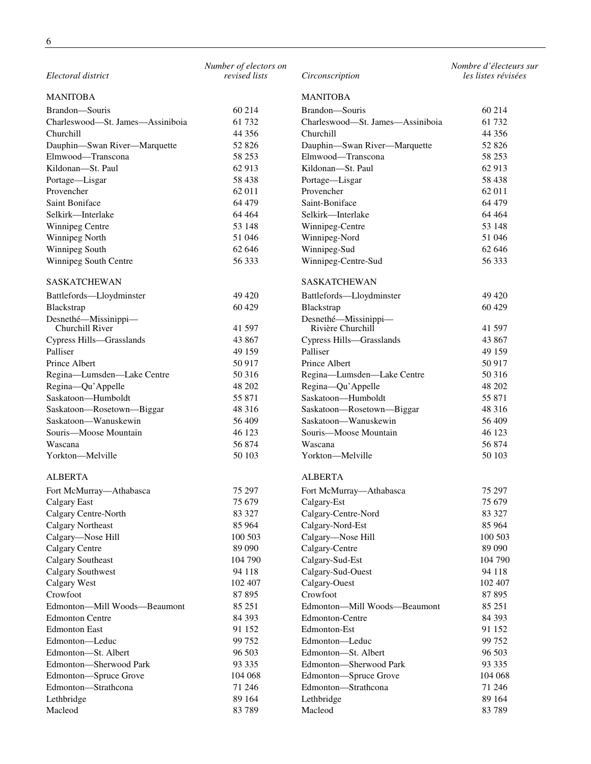| Electoral district | Number of electors on revised lists | Circonscription | Nombre d'électeurs sur les listes révisées |
|---|---|---|---|
| MANITOBA | | MANITOBA | |
| Brandon—Souris | 60 214 | Brandon—Souris | 60 214 |
| Charleswood—St. James—Assiniboia | 61 732 | Charleswood—St. James—Assiniboia | 61 732 |
| Churchill | 44 356 | Churchill | 44 356 |
| Dauphin—Swan River—Marquette | 52 826 | Dauphin—Swan River—Marquette | 52 826 |
| Elmwood—Transcona | 58 253 | Elmwood—Transcona | 58 253 |
| Kildonan—St. Paul | 62 913 | Kildonan—St. Paul | 62 913 |
| Portage—Lisgar | 58 438 | Portage—Lisgar | 58 438 |
| Provencher | 62 011 | Provencher | 62 011 |
| Saint Boniface | 64 479 | Saint-Boniface | 64 479 |
| Selkirk—Interlake | 64 464 | Selkirk—Interlake | 64 464 |
| Winnipeg Centre | 53 148 | Winnipeg-Centre | 53 148 |
| Winnipeg North | 51 046 | Winnipeg-Nord | 51 046 |
| Winnipeg South | 62 646 | Winnipeg-Sud | 62 646 |
| Winnipeg South Centre | 56 333 | Winnipeg-Centre-Sud | 56 333 |
| SASKATCHEWAN | | SASKATCHEWAN | |
| Battlefords—Lloydminster | 49 420 | Battlefords—Lloydminster | 49 420 |
| Blackstrap | 60 429 | Blackstrap | 60 429 |
| Desnethé—Missinippi—Churchill River | 41 597 | Desnethé—Missinippi—Rivière Churchill | 41 597 |
| Cypress Hills—Grasslands | 43 867 | Cypress Hills—Grasslands | 43 867 |
| Palliser | 49 159 | Palliser | 49 159 |
| Prince Albert | 50 917 | Prince Albert | 50 917 |
| Regina—Lumsden—Lake Centre | 50 316 | Regina—Lumsden—Lake Centre | 50 316 |
| Regina—Qu'Appelle | 48 202 | Regina—Qu'Appelle | 48 202 |
| Saskatoon—Humboldt | 55 871 | Saskatoon—Humboldt | 55 871 |
| Saskatoon—Rosetown—Biggar | 48 316 | Saskatoon—Rosetown—Biggar | 48 316 |
| Saskatoon—Wanuskewin | 56 409 | Saskatoon—Wanuskewin | 56 409 |
| Souris—Moose Mountain | 46 123 | Souris—Moose Mountain | 46 123 |
| Wascana | 56 874 | Wascana | 56 874 |
| Yorkton—Melville | 50 103 | Yorkton—Melville | 50 103 |
| ALBERTA | | ALBERTA | |
| Fort McMurray—Athabasca | 75 297 | Fort McMurray—Athabasca | 75 297 |
| Calgary East | 75 679 | Calgary-Est | 75 679 |
| Calgary Centre-North | 83 327 | Calgary-Centre-Nord | 83 327 |
| Calgary Northeast | 85 964 | Calgary-Nord-Est | 85 964 |
| Calgary—Nose Hill | 100 503 | Calgary—Nose Hill | 100 503 |
| Calgary Centre | 89 090 | Calgary-Centre | 89 090 |
| Calgary Southeast | 104 790 | Calgary-Sud-Est | 104 790 |
| Calgary Southwest | 94 118 | Calgary-Sud-Ouest | 94 118 |
| Calgary West | 102 407 | Calgary-Ouest | 102 407 |
| Crowfoot | 87 895 | Crowfoot | 87 895 |
| Edmonton—Mill Woods—Beaumont | 85 251 | Edmonton—Mill Woods—Beaumont | 85 251 |
| Edmonton Centre | 84 393 | Edmonton-Centre | 84 393 |
| Edmonton East | 91 152 | Edmonton-Est | 91 152 |
| Edmonton—Leduc | 99 752 | Edmonton—Leduc | 99 752 |
| Edmonton—St. Albert | 96 503 | Edmonton—St. Albert | 96 503 |
| Edmonton—Sherwood Park | 93 335 | Edmonton—Sherwood Park | 93 335 |
| Edmonton—Spruce Grove | 104 068 | Edmonton—Spruce Grove | 104 068 |
| Edmonton—Strathcona | 71 246 | Edmonton—Strathcona | 71 246 |
| Lethbridge | 89 164 | Lethbridge | 89 164 |
| Macleod | 83 789 | Macleod | 83 789 |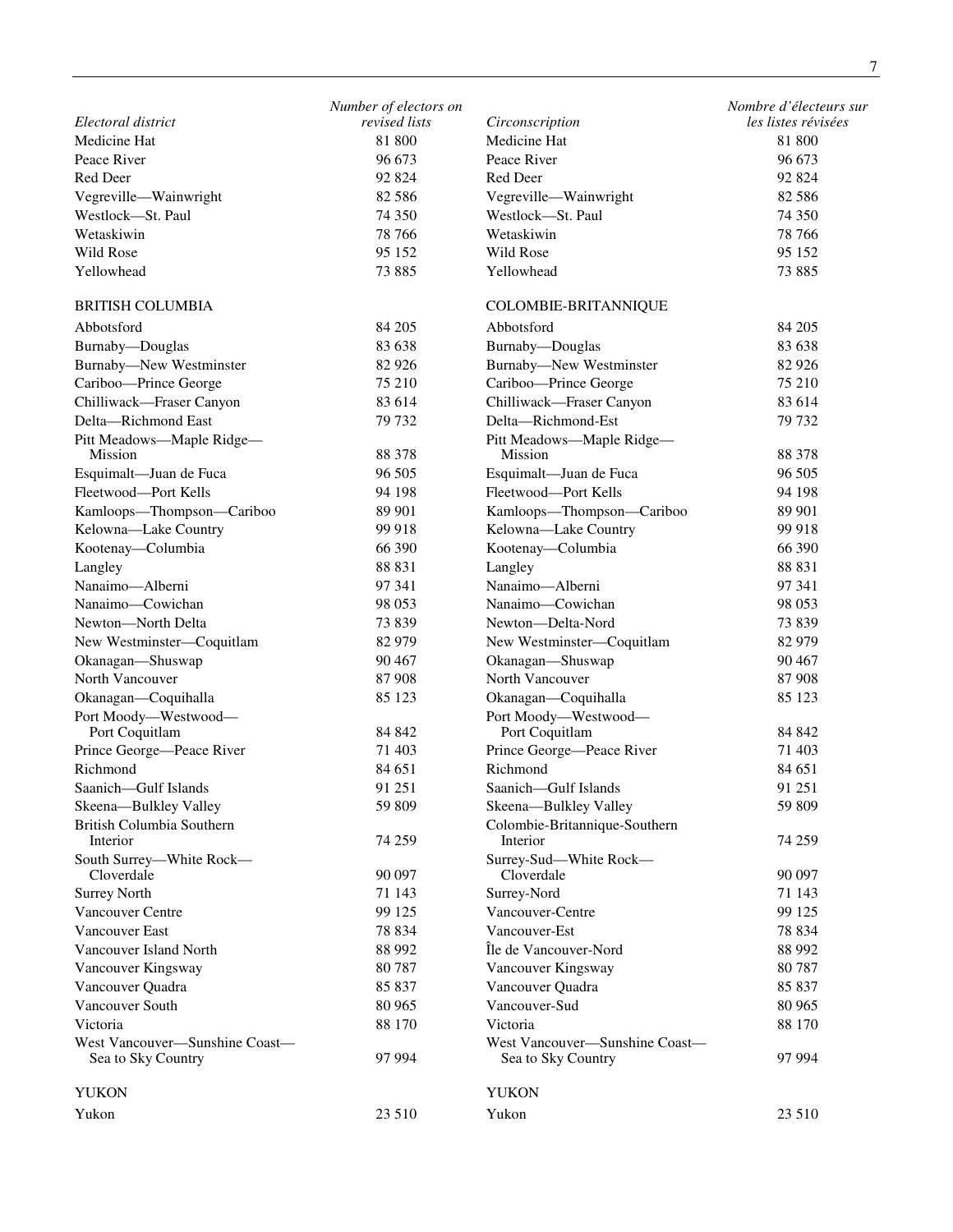| Electoral district | Number of electors on revised lists | Circonscription | Nombre d'électeurs sur les listes révisées |
|---|---|---|---|
| Medicine Hat | 81 800 | Medicine Hat | 81 800 |
| Peace River | 96 673 | Peace River | 96 673 |
| Red Deer | 92 824 | Red Deer | 92 824 |
| Vegreville—Wainwright | 82 586 | Vegreville—Wainwright | 82 586 |
| Westlock—St. Paul | 74 350 | Westlock—St. Paul | 74 350 |
| Wetaskiwin | 78 766 | Wetaskiwin | 78 766 |
| Wild Rose | 95 152 | Wild Rose | 95 152 |
| Yellowhead | 73 885 | Yellowhead | 73 885 |
| BRITISH COLUMBIA | | COLOMBIE-BRITANNIQUE | |
| Abbotsford | 84 205 | Abbotsford | 84 205 |
| Burnaby—Douglas | 83 638 | Burnaby—Douglas | 83 638 |
| Burnaby—New Westminster | 82 926 | Burnaby—New Westminster | 82 926 |
| Cariboo—Prince George | 75 210 | Cariboo—Prince George | 75 210 |
| Chilliwack—Fraser Canyon | 83 614 | Chilliwack—Fraser Canyon | 83 614 |
| Delta—Richmond East | 79 732 | Delta—Richmond-Est | 79 732 |
| Pitt Meadows—Maple Ridge—Mission | 88 378 | Pitt Meadows—Maple Ridge—Mission | 88 378 |
| Esquimalt—Juan de Fuca | 96 505 | Esquimalt—Juan de Fuca | 96 505 |
| Fleetwood—Port Kells | 94 198 | Fleetwood—Port Kells | 94 198 |
| Kamloops—Thompson—Cariboo | 89 901 | Kamloops—Thompson—Cariboo | 89 901 |
| Kelowna—Lake Country | 99 918 | Kelowna—Lake Country | 99 918 |
| Kootenay—Columbia | 66 390 | Kootenay—Columbia | 66 390 |
| Langley | 88 831 | Langley | 88 831 |
| Nanaimo—Alberni | 97 341 | Nanaimo—Alberni | 97 341 |
| Nanaimo—Cowichan | 98 053 | Nanaimo—Cowichan | 98 053 |
| Newton—North Delta | 73 839 | Newton—Delta-Nord | 73 839 |
| New Westminster—Coquitlam | 82 979 | New Westminster—Coquitlam | 82 979 |
| Okanagan—Shuswap | 90 467 | Okanagan—Shuswap | 90 467 |
| North Vancouver | 87 908 | North Vancouver | 87 908 |
| Okanagan—Coquihalla | 85 123 | Okanagan—Coquihalla | 85 123 |
| Port Moody—Westwood—Port Coquitlam | 84 842 | Port Moody—Westwood—Port Coquitlam | 84 842 |
| Prince George—Peace River | 71 403 | Prince George—Peace River | 71 403 |
| Richmond | 84 651 | Richmond | 84 651 |
| Saanich—Gulf Islands | 91 251 | Saanich—Gulf Islands | 91 251 |
| Skeena—Bulkley Valley | 59 809 | Skeena—Bulkley Valley | 59 809 |
| British Columbia Southern Interior | 74 259 | Colombie-Britannique-Southern Interior | 74 259 |
| South Surrey—White Rock—Cloverdale | 90 097 | Surrey-Sud—White Rock—Cloverdale | 90 097 |
| Surrey North | 71 143 | Surrey-Nord | 71 143 |
| Vancouver Centre | 99 125 | Vancouver-Centre | 99 125 |
| Vancouver East | 78 834 | Vancouver-Est | 78 834 |
| Vancouver Island North | 88 992 | Île de Vancouver-Nord | 88 992 |
| Vancouver Kingsway | 80 787 | Vancouver Kingsway | 80 787 |
| Vancouver Quadra | 85 837 | Vancouver Quadra | 85 837 |
| Vancouver South | 80 965 | Vancouver-Sud | 80 965 |
| Victoria | 88 170 | Victoria | 88 170 |
| West Vancouver—Sunshine Coast—Sea to Sky Country | 97 994 | West Vancouver—Sunshine Coast—Sea to Sky Country | 97 994 |
| YUKON | | YUKON | |
| Yukon | 23 510 | Yukon | 23 510 |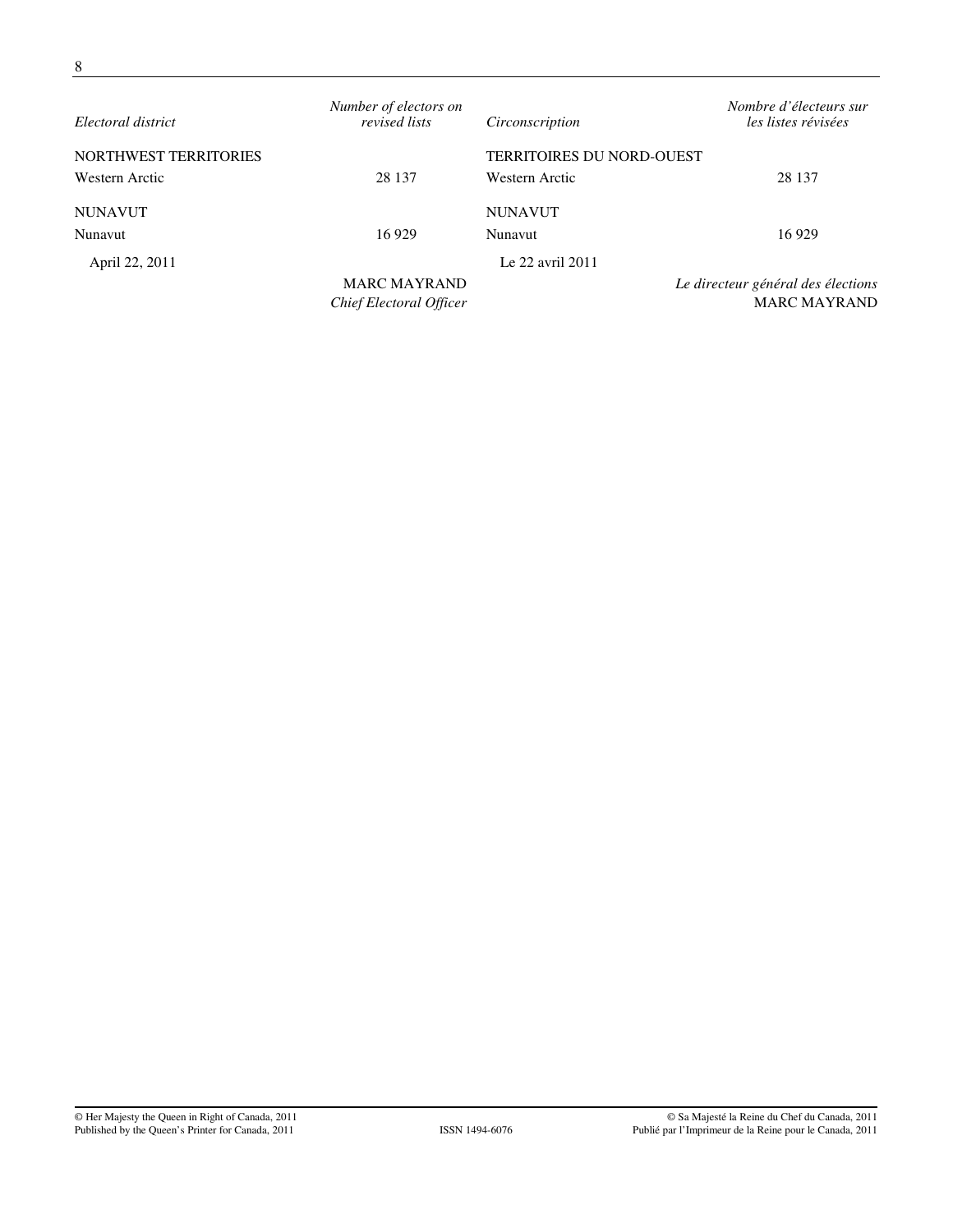| *Electoral district* | *Number of electors on revised lists* |
|---|---|
| NORTHWEST TERRITORIES | |
| Western Arctic | 28 137 |
| NUNAVUT | |
| Nunavut | 16 929 |

April 22, 2011

MARC MAYRAND
*Chief Electoral Officer*

| *Circonscription* | *Nombre d'électeurs sur les listes révisées* |
|---|---|
| TERRITOIRES DU NORD-OUEST | |
| Western Arctic | 28 137 |
| NUNAVUT | |
| Nunavut | 16 929 |

Le 22 avril 2011

*Le directeur général des élections*
MARC MAYRAND

© Her Majesty the Queen in Right of Canada, 2011
Published by the Queen's Printer for Canada, 2011

ISSN 1494-6076

© Sa Majesté la Reine du Chef du Canada, 2011
Publié par l'Imprimeur de la Reine pour le Canada, 2011